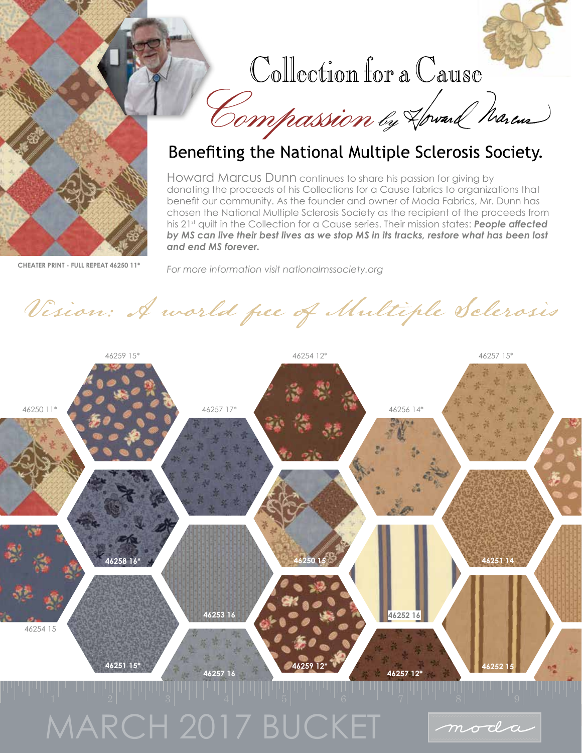# Collection for a Cause

## *Compassion by Howard Marcus*

## Benefiting the National Multiple Sclerosis Society.

Howard Marcus Dunn continues to share his passion for giving by donating the proceeds of his Collections for a Cause fabrics to organizations that benefit our community. As the founder and owner of Moda Fabrics, Mr. Dunn has chosen the National Multiple Sclerosis Society as the recipient of the proceeds from his 21st quilt in the Collection for a Cause series. Their mission states: ***People affected by MS can live their best lives as we stop MS in its tracks, restore what has been lost and end MS forever.***

**CHEATER PRINT - FULL REPEAT 46250 11***

*For more information visit nationalmssociety.org*

*Vision: A world free of Multiple Sclerosis*

46259 15*

46254 12*

46257 15*

46250 11*

46257 17*

46256 14*

**46258 16***

**46250 15**

**46251 14**

46254 15

**46253 16**

**46252 16**

**46251 15***

**46257 16**

**46259 12***

**46257 12***

**46252 15**

MARCH 2017 BUCKET

moda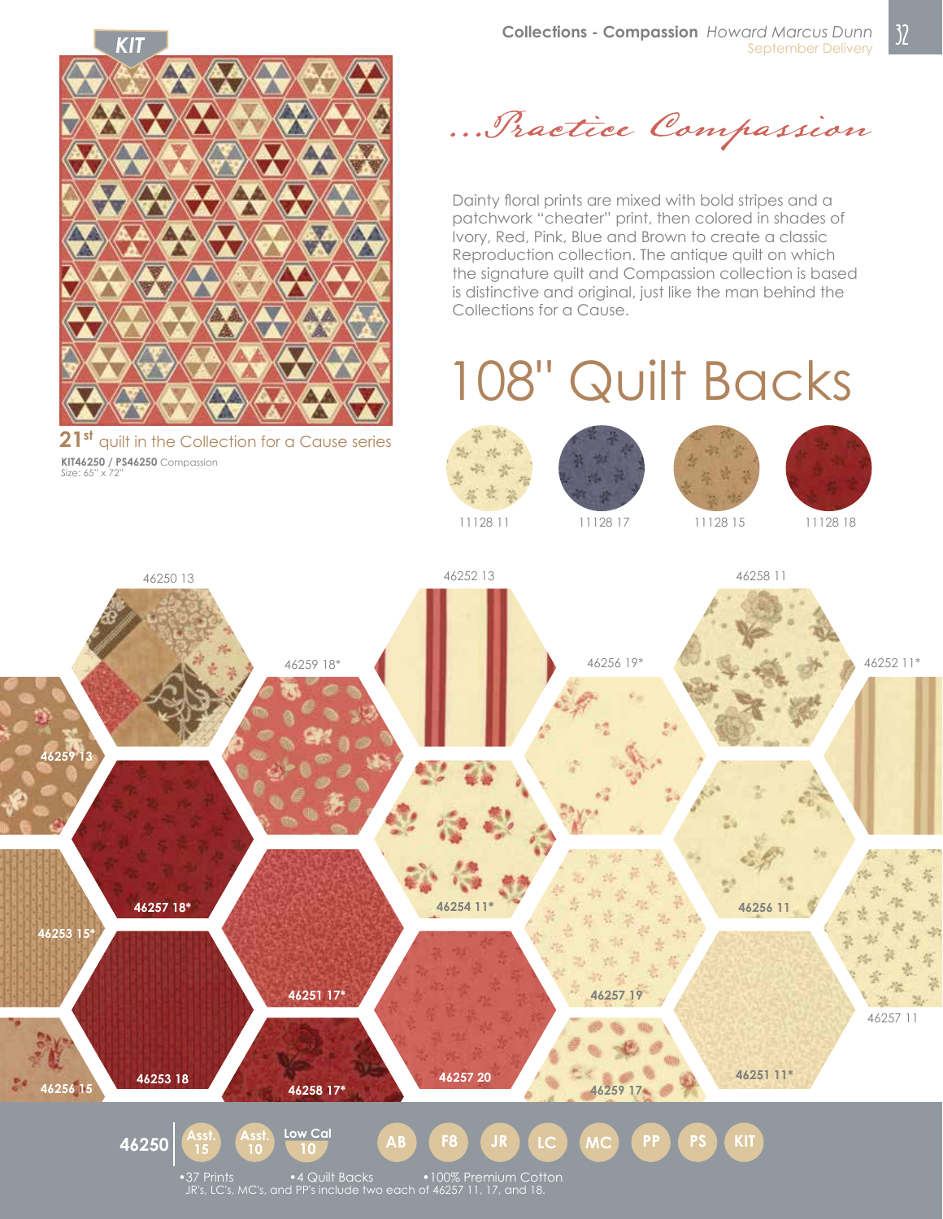**Collections - Compassion** *Howard Marcus Dunn*
September Delivery

KIT

*...Practice Compassion*

Dainty floral prints are mixed with bold stripes and a patchwork "cheater" print, then colored in shades of Ivory, Red, Pink, Blue and Brown to create a classic Reproduction collection. The antique quilt on which the signature quilt and Compassion collection is based is distinctive and original, just like the man behind the Collections for a Cause.

**21st** quilt in the Collection for a Cause series

**KIT46250 / PS46250** Compassion
Size: 65" x 72"

# 108" Quilt Backs

11128 11
11128 17
11128 15
11128 18

46250 13
46252 13
46258 11
46259 18*
46256 19*
46252 11*
46259 13
46257 18*
46254 11*
46256 11
46253 15*
46251 17*
46257 19
46257 11
46253 18
46258 17*
46257 20
46259 17
46251 11*
46256 15

**46250** Asst. 15 · Asst. 10 · Low Cal 10 · AB · F8 · JR · LC · MC · PP · PS · KIT

•37 Prints •4 Quilt Backs •100% Premium Cotton
JR's, LC's, MC's, and PP's include two each of 46257 11, 17, and 18.